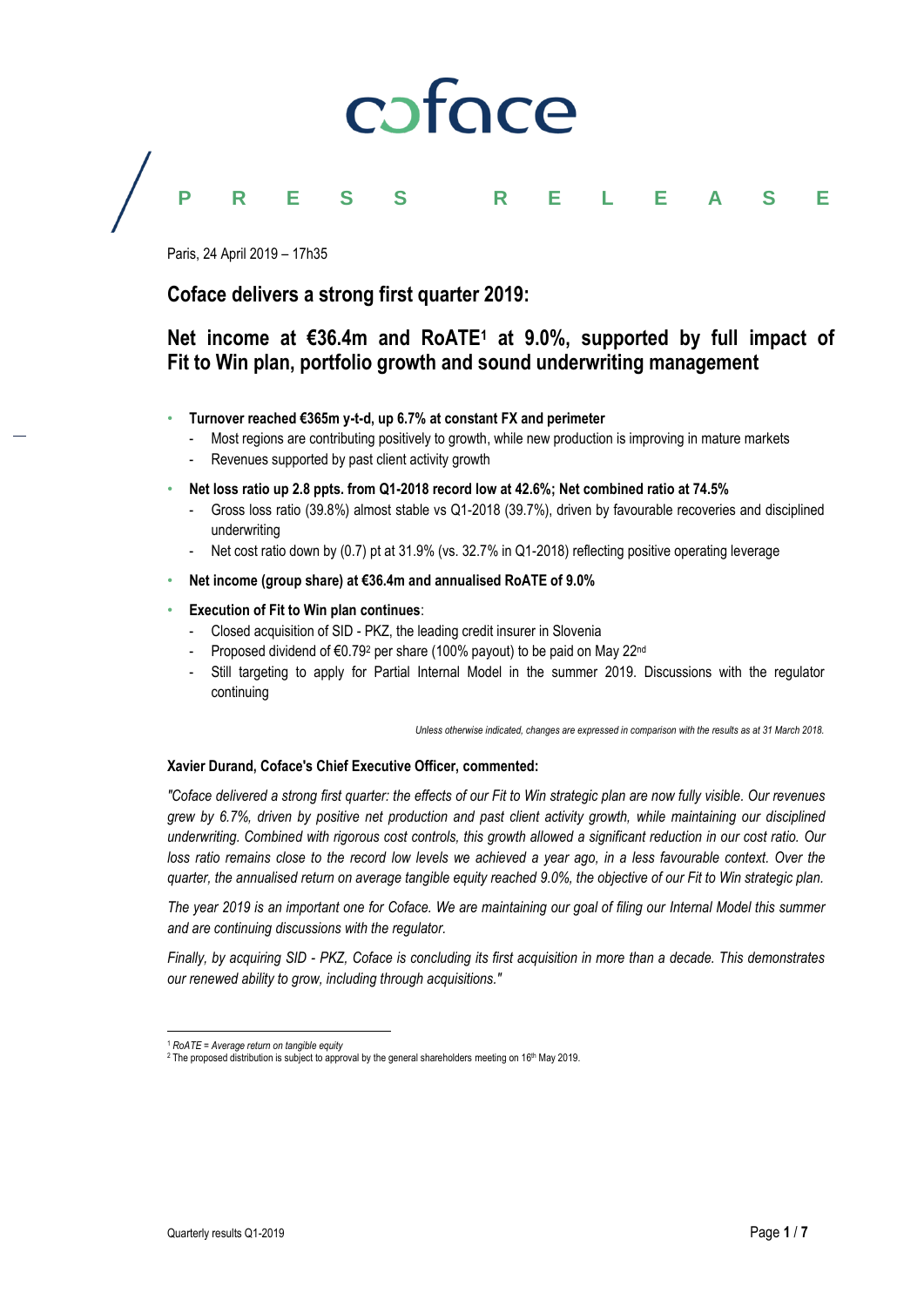coface

PRESS RELEASE

Paris, 24 April 2019 – 17h35

## Coface delivers a strong first quarter 2019:

## Net income at €36.4m and RoATE[1] at 9.0%, supported by full impact of Fit to Win plan, portfolio growth and sound underwriting management

- **Turnover reached €365m y-t-d, up 6.7% at constant FX and perimeter**
  - Most regions are contributing positively to growth, while new production is improving in mature markets
  - Revenues supported by past client activity growth
- **Net loss ratio up 2.8 ppts. from Q1-2018 record low at 42.6%; Net combined ratio at 74.5%**
  - Gross loss ratio (39.8%) almost stable vs Q1-2018 (39.7%), driven by favourable recoveries and disciplined underwriting
  - Net cost ratio down by (0.7) pt at 31.9% (vs. 32.7% in Q1-2018) reflecting positive operating leverage
- **Net income (group share) at €36.4m and annualised RoATE of 9.0%**
- **Execution of Fit to Win plan continues**:
  - Closed acquisition of SID - PKZ, the leading credit insurer in Slovenia
  - Proposed dividend of €0.79[2] per share (100% payout) to be paid on May 22nd
  - Still targeting to apply for Partial Internal Model in the summer 2019. Discussions with the regulator continuing

*Unless otherwise indicated, changes are expressed in comparison with the results as at 31 March 2018.*

**Xavier Durand, Coface's Chief Executive Officer, commented:**

*"Coface delivered a strong first quarter: the effects of our Fit to Win strategic plan are now fully visible. Our revenues grew by 6.7%, driven by positive net production and past client activity growth, while maintaining our disciplined underwriting. Combined with rigorous cost controls, this growth allowed a significant reduction in our cost ratio. Our loss ratio remains close to the record low levels we achieved a year ago, in a less favourable context. Over the quarter, the annualised return on average tangible equity reached 9.0%, the objective of our Fit to Win strategic plan.*

*The year 2019 is an important one for Coface. We are maintaining our goal of filing our Internal Model this summer and are continuing discussions with the regulator.*

*Finally, by acquiring SID - PKZ, Coface is concluding its first acquisition in more than a decade. This demonstrates our renewed ability to grow, including through acquisitions."*

[1] *RoATE = Average return on tangible equity*

[2] The proposed distribution is subject to approval by the general shareholders meeting on 16th May 2019.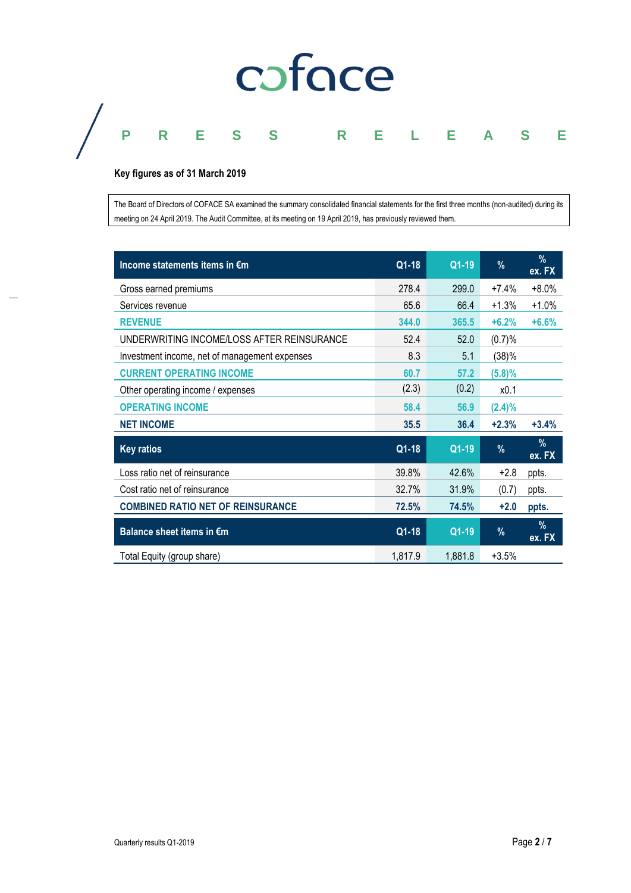coface

PRESS RELEASE

**Key figures as of 31 March 2019**

The Board of Directors of COFACE SA examined the summary consolidated financial statements for the first three months (non-audited) during its meeting on 24 April 2019. The Audit Committee, at its meeting on 19 April 2019, has previously reviewed them.

| Income statements items in €m | Q1-18 | Q1-19 | % | % ex. FX |
|---|---|---|---|---|
| Gross earned premiums | 278.4 | 299.0 | +7.4% | +8.0% |
| Services revenue | 65.6 | 66.4 | +1.3% | +1.0% |
| **REVENUE** | **344.0** | **365.5** | **+6.2%** | **+6.6%** |
| UNDERWRITING INCOME/LOSS AFTER REINSURANCE | 52.4 | 52.0 | (0.7)% | |
| Investment income, net of management expenses | 8.3 | 5.1 | (38)% | |
| **CURRENT OPERATING INCOME** | **60.7** | **57.2** | **(5.8)%** | |
| Other operating income / expenses | (2.3) | (0.2) | x0.1 | |
| **OPERATING INCOME** | **58.4** | **56.9** | **(2.4)%** | |
| **NET INCOME** | **35.5** | **36.4** | **+2.3%** | **+3.4%** |

| Key ratios | Q1-18 | Q1-19 | % | % ex. FX |
|---|---|---|---|---|
| Loss ratio net of reinsurance | 39.8% | 42.6% | +2.8 | ppts. |
| Cost ratio net of reinsurance | 32.7% | 31.9% | (0.7) | ppts. |
| **COMBINED RATIO NET OF REINSURANCE** | **72.5%** | **74.5%** | **+2.0** | **ppts.** |

| Balance sheet items in €m | Q1-18 | Q1-19 | % | % ex. FX |
|---|---|---|---|---|
| Total Equity (group share) | 1,817.9 | 1,881.8 | +3.5% | |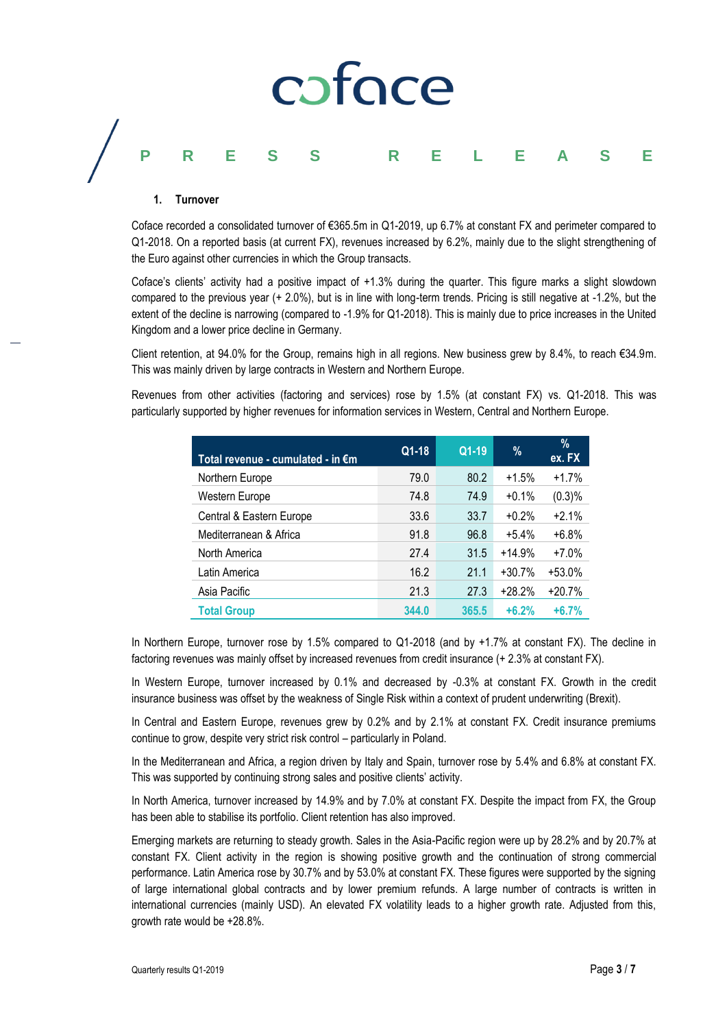## 1. Turnover

Coface recorded a consolidated turnover of €365.5m in Q1-2019, up 6.7% at constant FX and perimeter compared to Q1-2018. On a reported basis (at current FX), revenues increased by 6.2%, mainly due to the slight strengthening of the Euro against other currencies in which the Group transacts.

Coface's clients' activity had a positive impact of +1.3% during the quarter. This figure marks a slight slowdown compared to the previous year (+ 2.0%), but is in line with long-term trends. Pricing is still negative at -1.2%, but the extent of the decline is narrowing (compared to -1.9% for Q1-2018). This is mainly due to price increases in the United Kingdom and a lower price decline in Germany.

Client retention, at 94.0% for the Group, remains high in all regions. New business grew by 8.4%, to reach €34.9m. This was mainly driven by large contracts in Western and Northern Europe.

Revenues from other activities (factoring and services) rose by 1.5% (at constant FX) vs. Q1-2018. This was particularly supported by higher revenues for information services in Western, Central and Northern Europe.

| Total revenue - cumulated - in €m | Q1-18 | Q1-19 | % | % ex. FX |
|---|---|---|---|---|
| Northern Europe | 79.0 | 80.2 | +1.5% | +1.7% |
| Western Europe | 74.8 | 74.9 | +0.1% | (0.3)% |
| Central & Eastern Europe | 33.6 | 33.7 | +0.2% | +2.1% |
| Mediterranean & Africa | 91.8 | 96.8 | +5.4% | +6.8% |
| North America | 27.4 | 31.5 | +14.9% | +7.0% |
| Latin America | 16.2 | 21.1 | +30.7% | +53.0% |
| Asia Pacific | 21.3 | 27.3 | +28.2% | +20.7% |
| **Total Group** | **344.0** | **365.5** | **+6.2%** | **+6.7%** |

In Northern Europe, turnover rose by 1.5% compared to Q1-2018 (and by +1.7% at constant FX). The decline in factoring revenues was mainly offset by increased revenues from credit insurance (+ 2.3% at constant FX).

In Western Europe, turnover increased by 0.1% and decreased by -0.3% at constant FX. Growth in the credit insurance business was offset by the weakness of Single Risk within a context of prudent underwriting (Brexit).

In Central and Eastern Europe, revenues grew by 0.2% and by 2.1% at constant FX. Credit insurance premiums continue to grow, despite very strict risk control – particularly in Poland.

In the Mediterranean and Africa, a region driven by Italy and Spain, turnover rose by 5.4% and 6.8% at constant FX. This was supported by continuing strong sales and positive clients' activity.

In North America, turnover increased by 14.9% and by 7.0% at constant FX. Despite the impact from FX, the Group has been able to stabilise its portfolio. Client retention has also improved.

Emerging markets are returning to steady growth. Sales in the Asia-Pacific region were up by 28.2% and by 20.7% at constant FX. Client activity in the region is showing positive growth and the continuation of strong commercial performance. Latin America rose by 30.7% and by 53.0% at constant FX. These figures were supported by the signing of large international global contracts and by lower premium refunds. A large number of contracts is written in international currencies (mainly USD). An elevated FX volatility leads to a higher growth rate. Adjusted from this, growth rate would be +28.8%.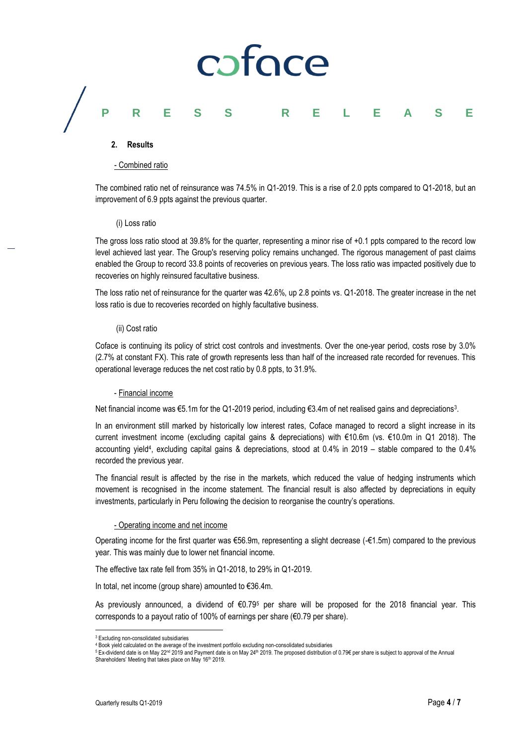## 2. Results

- Combined ratio

The combined ratio net of reinsurance was 74.5% in Q1-2019. This is a rise of 2.0 ppts compared to Q1-2018, but an improvement of 6.9 ppts against the previous quarter.

(i) Loss ratio

The gross loss ratio stood at 39.8% for the quarter, representing a minor rise of +0.1 ppts compared to the record low level achieved last year. The Group's reserving policy remains unchanged. The rigorous management of past claims enabled the Group to record 33.8 points of recoveries on previous years. The loss ratio was impacted positively due to recoveries on highly reinsured facultative business.

The loss ratio net of reinsurance for the quarter was 42.6%, up 2.8 points vs. Q1-2018. The greater increase in the net loss ratio is due to recoveries recorded on highly facultative business.

(ii) Cost ratio

Coface is continuing its policy of strict cost controls and investments. Over the one-year period, costs rose by 3.0% (2.7% at constant FX). This rate of growth represents less than half of the increased rate recorded for revenues. This operational leverage reduces the net cost ratio by 0.8 ppts, to 31.9%.

- Financial income

Net financial income was €5.1m for the Q1-2019 period, including €3.4m of net realised gains and depreciations[3].

In an environment still marked by historically low interest rates, Coface managed to record a slight increase in its current investment income (excluding capital gains & depreciations) with €10.6m (vs. €10.0m in Q1 2018). The accounting yield[4], excluding capital gains & depreciations, stood at 0.4% in 2019 – stable compared to the 0.4% recorded the previous year.

The financial result is affected by the rise in the markets, which reduced the value of hedging instruments which movement is recognised in the income statement. The financial result is also affected by depreciations in equity investments, particularly in Peru following the decision to reorganise the country's operations.

- Operating income and net income

Operating income for the first quarter was €56.9m, representing a slight decrease (-€1.5m) compared to the previous year. This was mainly due to lower net financial income.

The effective tax rate fell from 35% in Q1-2018, to 29% in Q1-2019.

In total, net income (group share) amounted to €36.4m.

As previously announced, a dividend of €0.79[5] per share will be proposed for the 2018 financial year. This corresponds to a payout ratio of 100% of earnings per share (€0.79 per share).

---

[3] Excluding non-consolidated subsidiaries

[4] Book yield calculated on the average of the investment portfolio excluding non-consolidated subsidiaries

[5] Ex-dividend date is on May 22nd 2019 and Payment date is on May 24th 2019. The proposed distribution of 0.79€ per share is subject to approval of the Annual Shareholders' Meeting that takes place on May 16th 2019.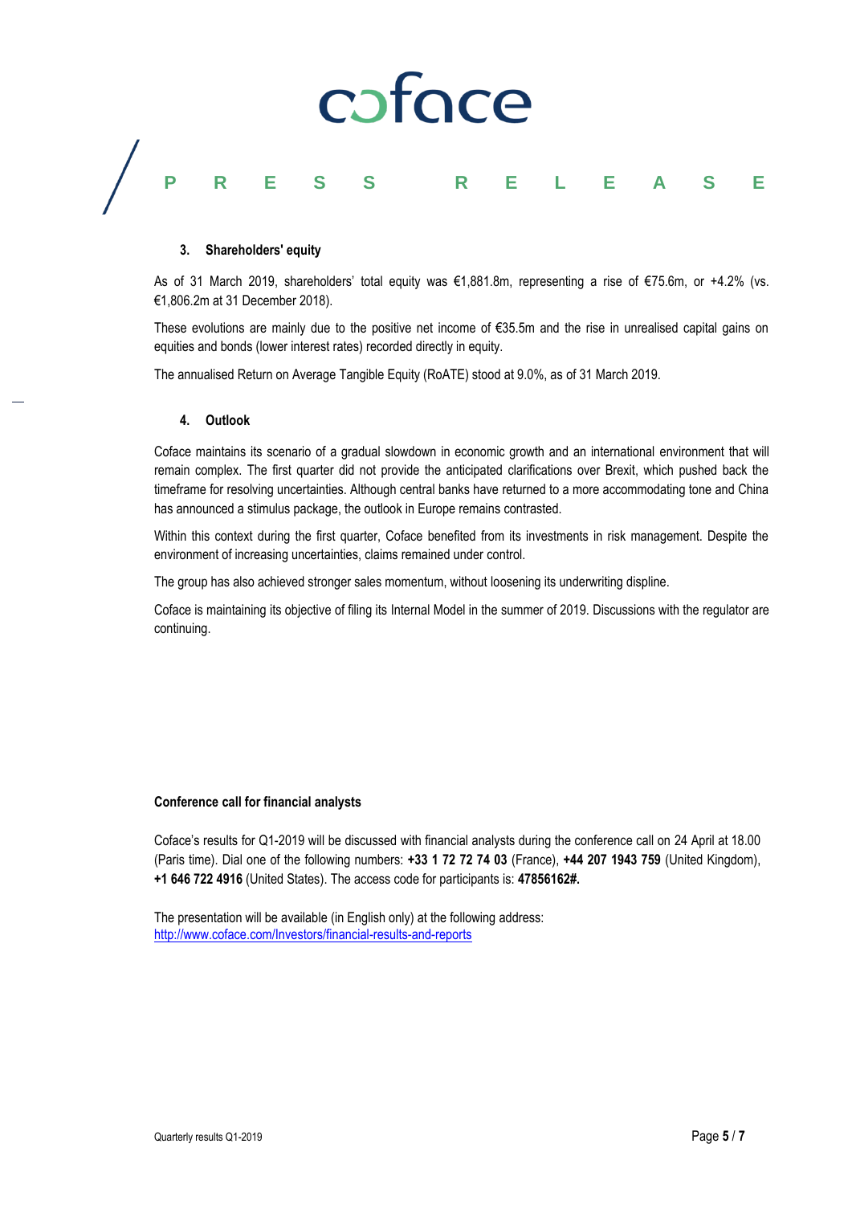### 3. Shareholders' equity

As of 31 March 2019, shareholders' total equity was €1,881.8m, representing a rise of €75.6m, or +4.2% (vs. €1,806.2m at 31 December 2018).

These evolutions are mainly due to the positive net income of €35.5m and the rise in unrealised capital gains on equities and bonds (lower interest rates) recorded directly in equity.

The annualised Return on Average Tangible Equity (RoATE) stood at 9.0%, as of 31 March 2019.

### 4. Outlook

Coface maintains its scenario of a gradual slowdown in economic growth and an international environment that will remain complex. The first quarter did not provide the anticipated clarifications over Brexit, which pushed back the timeframe for resolving uncertainties. Although central banks have returned to a more accommodating tone and China has announced a stimulus package, the outlook in Europe remains contrasted.

Within this context during the first quarter, Coface benefited from its investments in risk management. Despite the environment of increasing uncertainties, claims remained under control.

The group has also achieved stronger sales momentum, without loosening its underwriting displine.

Coface is maintaining its objective of filing its Internal Model in the summer of 2019. Discussions with the regulator are continuing.

**Conference call for financial analysts**

Coface's results for Q1-2019 will be discussed with financial analysts during the conference call on 24 April at 18.00 (Paris time). Dial one of the following numbers: **+33 1 72 72 74 03** (France), **+44 207 1943 759** (United Kingdom), **+1 646 722 4916** (United States). The access code for participants is: **47856162#.**

The presentation will be available (in English only) at the following address:
[http://www.coface.com/Investors/financial-results-and-reports](http://www.coface.com/Investors/financial-results-and-reports)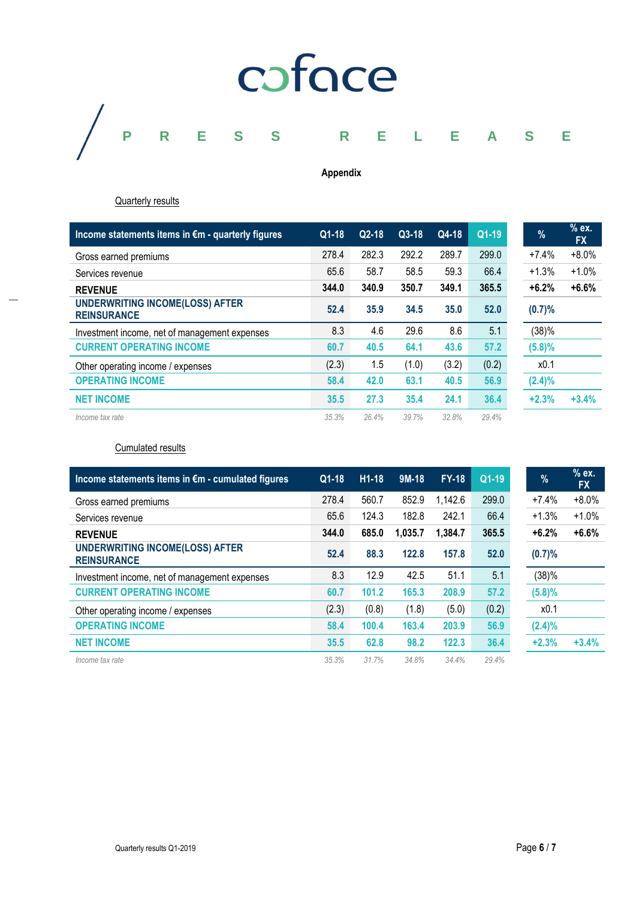coface

PRESS RELEASE

**Appendix**

Quarterly results

| Income statements items in €m - quarterly figures | Q1-18 | Q2-18 | Q3-18 | Q4-18 | Q1-19 | % | % ex. FX |
|---|---|---|---|---|---|---|---|
| Gross earned premiums | 278.4 | 282.3 | 292.2 | 289.7 | 299.0 | +7.4% | +8.0% |
| Services revenue | 65.6 | 58.7 | 58.5 | 59.3 | 66.4 | +1.3% | +1.0% |
| **REVENUE** | **344.0** | **340.9** | **350.7** | **349.1** | **365.5** | **+6.2%** | **+6.6%** |
| **UNDERWRITING INCOME(LOSS) AFTER REINSURANCE** | **52.4** | **35.9** | **34.5** | **35.0** | **52.0** | **(0.7)%** | |
| Investment income, net of management expenses | 8.3 | 4.6 | 29.6 | 8.6 | 5.1 | (38)% | |
| **CURRENT OPERATING INCOME** | **60.7** | **40.5** | **64.1** | **43.6** | **57.2** | **(5.8)%** | |
| Other operating income / expenses | (2.3) | 1.5 | (1.0) | (3.2) | (0.2) | x0.1 | |
| **OPERATING INCOME** | **58.4** | **42.0** | **63.1** | **40.5** | **56.9** | **(2.4)%** | |
| **NET INCOME** | **35.5** | **27.3** | **35.4** | **24.1** | **36.4** | **+2.3%** | **+3.4%** |
| *Income tax rate* | *35.3%* | *26.4%* | *39.7%* | *32.8%* | *29.4%* | | |

Cumulated results

| Income statements items in €m - cumulated figures | Q1-18 | H1-18 | 9M-18 | FY-18 | Q1-19 | % | % ex. FX |
|---|---|---|---|---|---|---|---|
| Gross earned premiums | 278.4 | 560.7 | 852.9 | 1,142.6 | 299.0 | +7.4% | +8.0% |
| Services revenue | 65.6 | 124.3 | 182.8 | 242.1 | 66.4 | +1.3% | +1.0% |
| **REVENUE** | **344.0** | **685.0** | **1,035.7** | **1,384.7** | **365.5** | **+6.2%** | **+6.6%** |
| **UNDERWRITING INCOME(LOSS) AFTER REINSURANCE** | **52.4** | **88.3** | **122.8** | **157.8** | **52.0** | **(0.7)%** | |
| Investment income, net of management expenses | 8.3 | 12.9 | 42.5 | 51.1 | 5.1 | (38)% | |
| **CURRENT OPERATING INCOME** | **60.7** | **101.2** | **165.3** | **208.9** | **57.2** | **(5.8)%** | |
| Other operating income / expenses | (2.3) | (0.8) | (1.8) | (5.0) | (0.2) | x0.1 | |
| **OPERATING INCOME** | **58.4** | **100.4** | **163.4** | **203.9** | **56.9** | **(2.4)%** | |
| **NET INCOME** | **35.5** | **62.8** | **98.2** | **122.3** | **36.4** | **+2.3%** | **+3.4%** |
| *Income tax rate* | *35.3%* | *31.7%* | *34.8%* | *34.4%* | *29.4%* | | |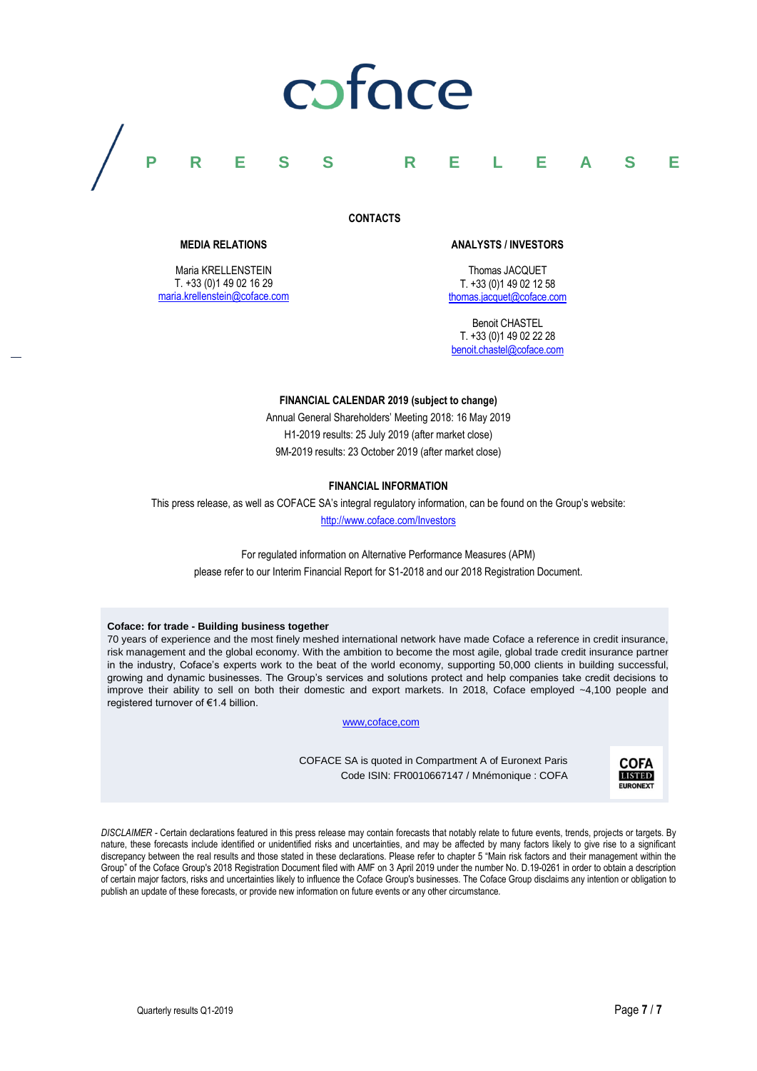# PRESS RELEASE

## CONTACTS

**MEDIA RELATIONS**

Maria KRELLENSTEIN
T. +33 (0)1 49 02 16 29
maria.krellenstein@coface.com

**ANALYSTS / INVESTORS**

Thomas JACQUET
T. +33 (0)1 49 02 12 58
thomas.jacquet@coface.com

Benoit CHASTEL
T. +33 (0)1 49 02 22 28
benoit.chastel@coface.com

**FINANCIAL CALENDAR 2019 (subject to change)**

Annual General Shareholders' Meeting 2018: 16 May 2019
H1-2019 results: 25 July 2019 (after market close)
9M-2019 results: 23 October 2019 (after market close)

**FINANCIAL INFORMATION**

This press release, as well as COFACE SA's integral regulatory information, can be found on the Group's website:
http://www.coface.com/Investors

For regulated information on Alternative Performance Measures (APM)
please refer to our Interim Financial Report for S1-2018 and our 2018 Registration Document.

**Coface: for trade - Building business together**
70 years of experience and the most finely meshed international network have made Coface a reference in credit insurance, risk management and the global economy. With the ambition to become the most agile, global trade credit insurance partner in the industry, Coface's experts work to the beat of the world economy, supporting 50,000 clients in building successful, growing and dynamic businesses. The Group's services and solutions protect and help companies take credit decisions to improve their ability to sell on both their domestic and export markets. In 2018, Coface employed ~4,100 people and registered turnover of €1.4 billion.

www,coface,com

COFACE SA is quoted in Compartment A of Euronext Paris
Code ISIN: FR0010667147 / Mnémonique : COFA

COFA LISTED EURONEXT

*DISCLAIMER* - Certain declarations featured in this press release may contain forecasts that notably relate to future events, trends, projects or targets. By nature, these forecasts include identified or unidentified risks and uncertainties, and may be affected by many factors likely to give rise to a significant discrepancy between the real results and those stated in these declarations. Please refer to chapter 5 "Main risk factors and their management within the Group" of the Coface Group's 2018 Registration Document filed with AMF on 3 April 2019 under the number No. D.19-0261 in order to obtain a description of certain major factors, risks and uncertainties likely to influence the Coface Group's businesses. The Coface Group disclaims any intention or obligation to publish an update of these forecasts, or provide new information on future events or any other circumstance.